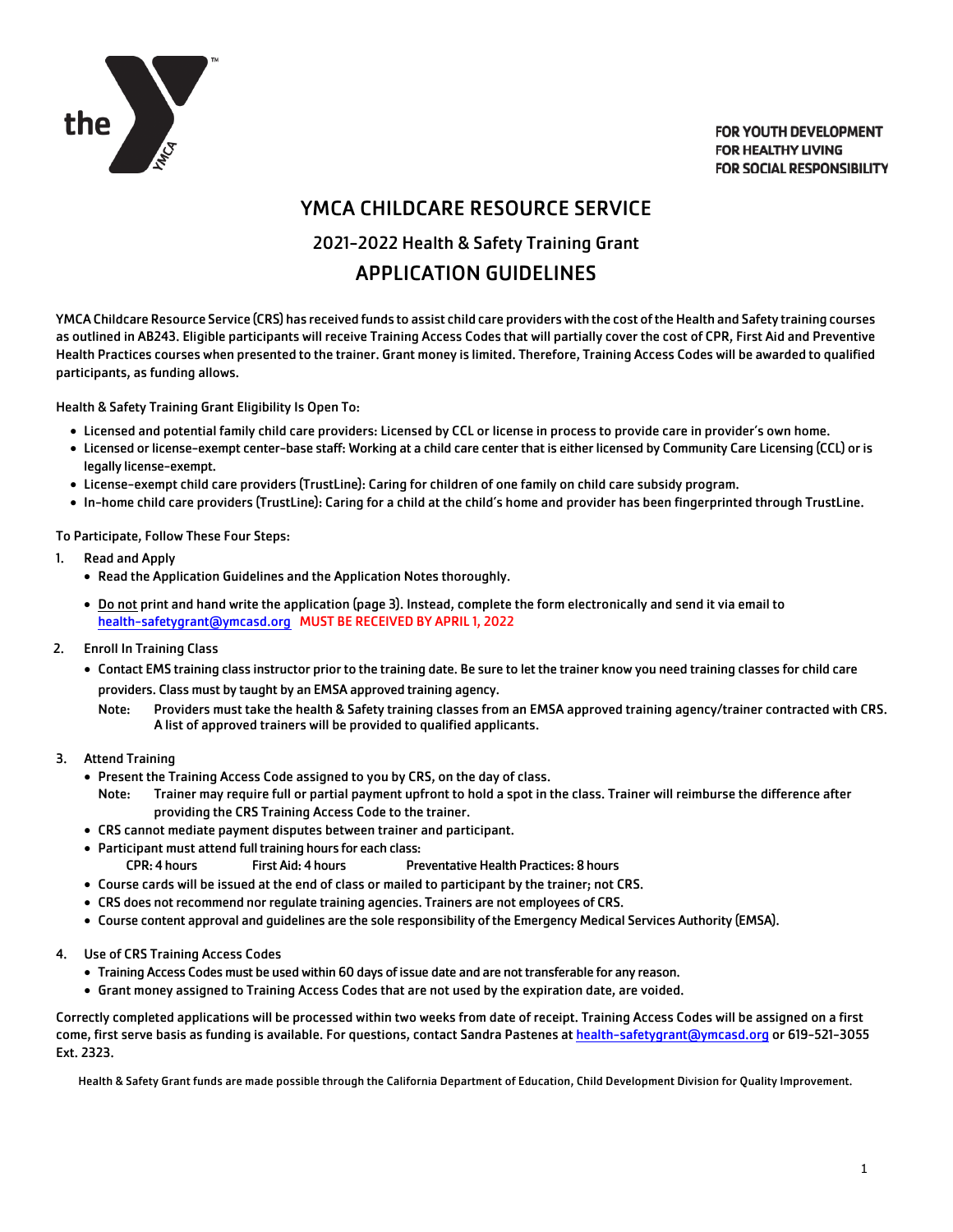FOR YOUTH DEVELOPMENT
FOR HEALTHY LIVING
FOR SOCIAL RESPONSIBILITY

# YMCA CHILDCARE RESOURCE SERVICE

## 2021-2022 Health & Safety Training Grant

## APPLICATION GUIDELINES

YMCA Childcare Resource Service (CRS) has received funds to assist child care providers with the cost of the Health and Safety training courses as outlined in AB243. Eligible participants will receive Training Access Codes that will partially cover the cost of CPR, First Aid and Preventive Health Practices courses when presented to the trainer. Grant money is limited. Therefore, Training Access Codes will be awarded to qualified participants, as funding allows.

Health & Safety Training Grant Eligibility Is Open To:

- Licensed and potential family child care providers: Licensed by CCL or license in process to provide care in provider's own home.
- Licensed or license-exempt center-base staff: Working at a child care center that is either licensed by Community Care Licensing (CCL) or is legally license-exempt.
- License-exempt child care providers (TrustLine): Caring for children of one family on child care subsidy program.
- In-home child care providers (TrustLine): Caring for a child at the child's home and provider has been fingerprinted through TrustLine.

To Participate, Follow These Four Steps:

1. Read and Apply
   - Read the Application Guidelines and the Application Notes thoroughly.
   - Do not print and hand write the application (page 3). Instead, complete the form electronically and send it via email to health-safetygrant@ymcasd.org **MUST BE RECEIVED BY APRIL 1, 2022**
2. Enroll In Training Class
   - Contact EMS training class instructor prior to the training date. Be sure to let the trainer know you need training classes for child care providers. Class must by taught by an EMSA approved training agency.

     Note: Providers must take the health & Safety training classes from an EMSA approved training agency/trainer contracted with CRS. A list of approved trainers will be provided to qualified applicants.
3. Attend Training
   - Present the Training Access Code assigned to you by CRS, on the day of class.

     Note: Trainer may require full or partial payment upfront to hold a spot in the class. Trainer will reimburse the difference after providing the CRS Training Access Code to the trainer.
   - CRS cannot mediate payment disputes between trainer and participant.
   - Participant must attend full training hours for each class:

     CPR: 4 hours First Aid: 4 hours Preventative Health Practices: 8 hours
   - Course cards will be issued at the end of class or mailed to participant by the trainer; not CRS.
   - CRS does not recommend nor regulate training agencies. Trainers are not employees of CRS.
   - Course content approval and guidelines are the sole responsibility of the Emergency Medical Services Authority (EMSA).
4. Use of CRS Training Access Codes
   - Training Access Codes must be used within 60 days of issue date and are not transferable for any reason.
   - Grant money assigned to Training Access Codes that are not used by the expiration date, are voided.

Correctly completed applications will be processed within two weeks from date of receipt. Training Access Codes will be assigned on a first come, first serve basis as funding is available. For questions, contact Sandra Pastenes at health-safetygrant@ymcasd.org or 619-521-3055 Ext. 2323.

Health & Safety Grant funds are made possible through the California Department of Education, Child Development Division for Quality Improvement.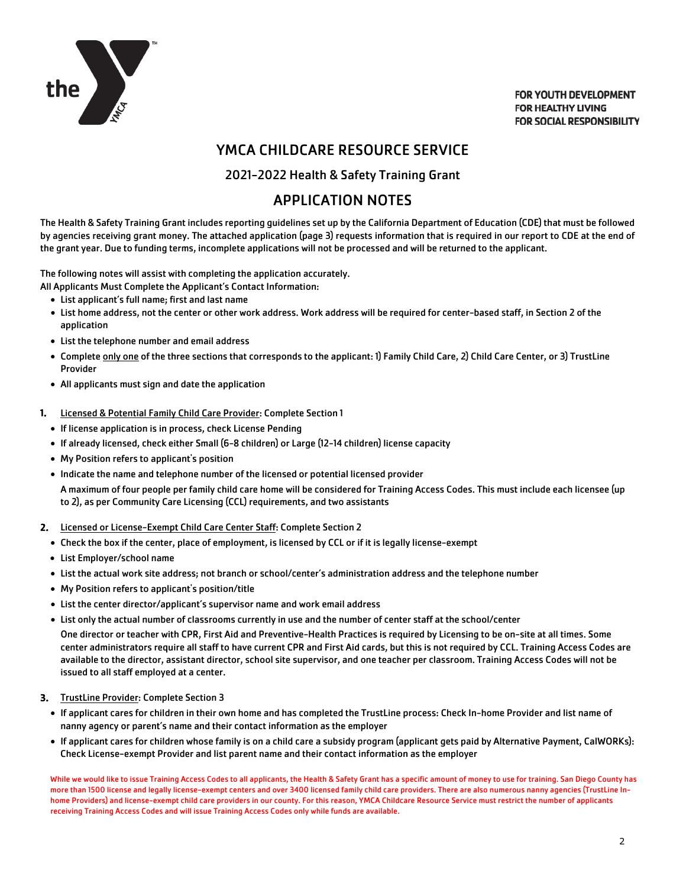FOR YOUTH DEVELOPMENT
FOR HEALTHY LIVING
FOR SOCIAL RESPONSIBILITY

# YMCA CHILDCARE RESOURCE SERVICE

## 2021-2022 Health & Safety Training Grant

# APPLICATION NOTES

The Health & Safety Training Grant includes reporting guidelines set up by the California Department of Education (CDE) that must be followed by agencies receiving grant money. The attached application (page 3) requests information that is required in our report to CDE at the end of the grant year. Due to funding terms, incomplete applications will not be processed and will be returned to the applicant.

The following notes will assist with completing the application accurately.
All Applicants Must Complete the Applicant's Contact Information:

- List applicant's full name; first and last name
- List home address, not the center or other work address. Work address will be required for center-based staff, in Section 2 of the application
- List the telephone number and email address
- Complete only one of the three sections that corresponds to the applicant: 1) Family Child Care, 2) Child Care Center, or 3) TrustLine Provider
- All applicants must sign and date the application

**1.** Licensed & Potential Family Child Care Provider: Complete Section 1

- If license application is in process, check License Pending
- If already licensed, check either Small (6-8 children) or Large (12-14 children) license capacity
- My Position refers to applicant's position
- Indicate the name and telephone number of the licensed or potential licensed provider

  A maximum of four people per family child care home will be considered for Training Access Codes. This must include each licensee (up to 2), as per Community Care Licensing (CCL) requirements, and two assistants

**2.** Licensed or License-Exempt Child Care Center Staff: Complete Section 2

- Check the box if the center, place of employment, is licensed by CCL or if it is legally license-exempt
- List Employer/school name
- List the actual work site address; not branch or school/center's administration address and the telephone number
- My Position refers to applicant's position/title
- List the center director/applicant's supervisor name and work email address
- List only the actual number of classrooms currently in use and the number of center staff at the school/center

  One director or teacher with CPR, First Aid and Preventive-Health Practices is required by Licensing to be on-site at all times. Some center administrators require all staff to have current CPR and First Aid cards, but this is not required by CCL. Training Access Codes are available to the director, assistant director, school site supervisor, and one teacher per classroom. Training Access Codes will not be issued to all staff employed at a center.

**3.** TrustLine Provider: Complete Section 3

- If applicant cares for children in their own home and has completed the TrustLine process: Check In-home Provider and list name of nanny agency or parent's name and their contact information as the employer
- If applicant cares for children whose family is on a child care a subsidy program (applicant gets paid by Alternative Payment, CalWORKs): Check License-exempt Provider and list parent name and their contact information as the employer

While we would like to issue Training Access Codes to all applicants, the Health & Safety Grant has a specific amount of money to use for training. San Diego County has more than 1500 license and legally license-exempt centers and over 3400 licensed family child care providers. There are also numerous nanny agencies (TrustLine In-home Providers) and license-exempt child care providers in our county. For this reason, YMCA Childcare Resource Service must restrict the number of applicants receiving Training Access Codes and will issue Training Access Codes only while funds are available.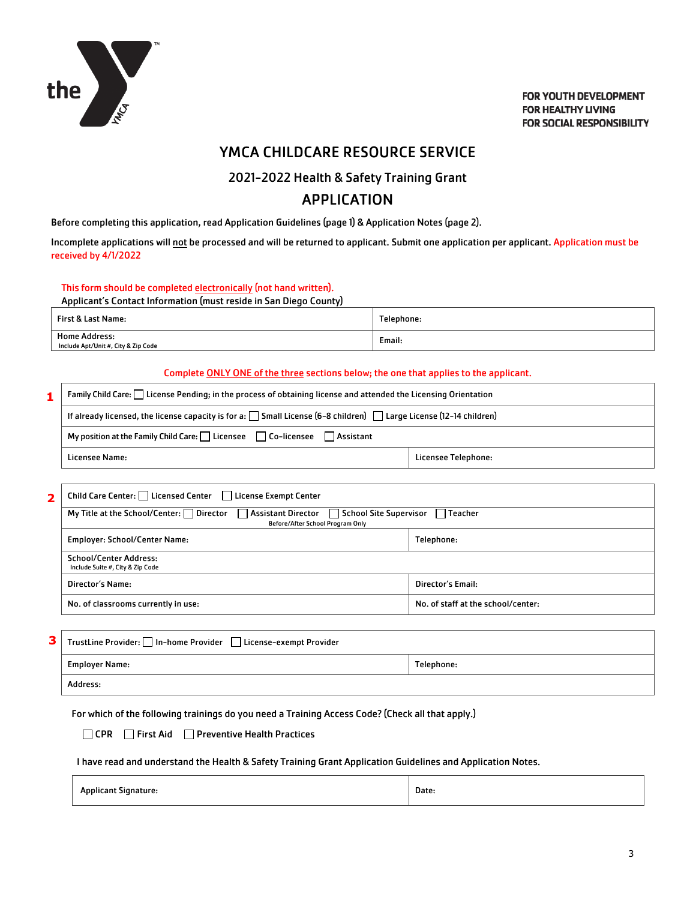FOR YOUTH DEVELOPMENT
FOR HEALTHY LIVING
FOR SOCIAL RESPONSIBILITY

# YMCA CHILDCARE RESOURCE SERVICE

## 2021-2022 Health & Safety Training Grant

## APPLICATION

Before completing this application, read Application Guidelines (page 1) & Application Notes (page 2).

Incomplete applications will not be processed and will be returned to applicant. Submit one application per applicant. Application must be received by 4/1/2022

This form should be completed electronically (not hand written).

Applicant's Contact Information (must reside in San Diego County)

| | |
|---|---|
| First & Last Name: | Telephone: |
| Home Address: Include Apt/Unit #, City & Zip Code | Email: |

Complete ONLY ONE of the three sections below; the one that applies to the applicant.

**1**

| | |
|---|---|
| Family Child Care: ☐ License Pending; in the process of obtaining license and attended the Licensing Orientation | |
| If already licensed, the license capacity is for a: ☐ Small License (6-8 children) ☐ Large License (12-14 children) | |
| My position at the Family Child Care: ☐ Licensee ☐ Co-licensee ☐ Assistant | |
| Licensee Name: | Licensee Telephone: |

**2**

| | |
|---|---|
| Child Care Center: ☐ Licensed Center ☐ License Exempt Center | |
| My Title at the School/Center: ☐ Director ☐ Assistant Director ☐ School Site Supervisor (Before/After School Program Only) ☐ Teacher | |
| Employer: School/Center Name: | Telephone: |
| School/Center Address: Include Suite #, City & Zip Code | |
| Director's Name: | Director's Email: |
| No. of classrooms currently in use: | No. of staff at the school/center: |

**3**

| | |
|---|---|
| TrustLine Provider: ☐ In-home Provider ☐ License-exempt Provider | |
| Employer Name: | Telephone: |
| Address: | |

For which of the following trainings do you need a Training Access Code? (Check all that apply.)

☐ CPR ☐ First Aid ☐ Preventive Health Practices

I have read and understand the Health & Safety Training Grant Application Guidelines and Application Notes.

| | |
|---|---|
| Applicant Signature: | Date: |